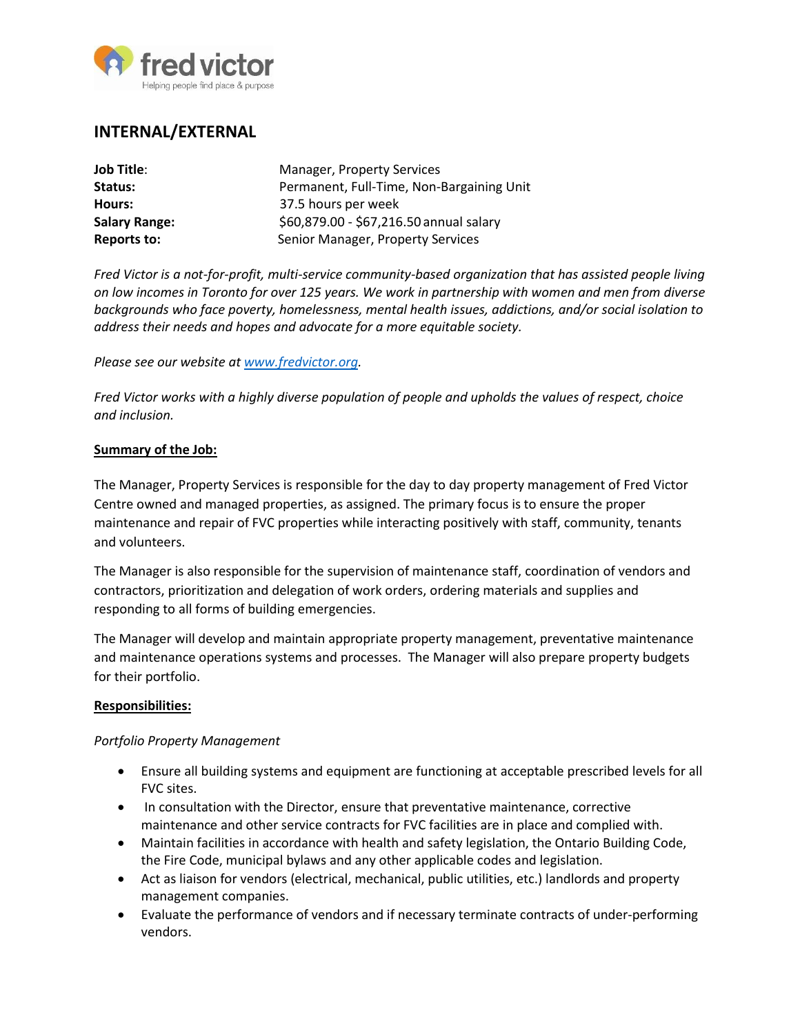## INTERNAL/EXTERNAL

| | |
|---|---|
| **Job Title**: | Manager, Property Services |
| **Status:** | Permanent, Full-Time, Non-Bargaining Unit |
| **Hours:** | 37.5 hours per week |
| **Salary Range:** | $60,879.00 - $67,216.50 annual salary |
| **Reports to:** | Senior Manager, Property Services |

*Fred Victor is a not-for-profit, multi-service community-based organization that has assisted people living on low incomes in Toronto for over 125 years. We work in partnership with women and men from diverse backgrounds who face poverty, homelessness, mental health issues, addictions, and/or social isolation to address their needs and hopes and advocate for a more equitable society.*

*Please see our website at [www.fredvictor.org](http://www.fredvictor.org).*

*Fred Victor works with a highly diverse population of people and upholds the values of respect, choice and inclusion.*

**Summary of the Job:**

The Manager, Property Services is responsible for the day to day property management of Fred Victor Centre owned and managed properties, as assigned. The primary focus is to ensure the proper maintenance and repair of FVC properties while interacting positively with staff, community, tenants and volunteers.

The Manager is also responsible for the supervision of maintenance staff, coordination of vendors and contractors, prioritization and delegation of work orders, ordering materials and supplies and responding to all forms of building emergencies.

The Manager will develop and maintain appropriate property management, preventative maintenance and maintenance operations systems and processes. The Manager will also prepare property budgets for their portfolio.

**Responsibilities:**

*Portfolio Property Management*

- Ensure all building systems and equipment are functioning at acceptable prescribed levels for all FVC sites.
- In consultation with the Director, ensure that preventative maintenance, corrective maintenance and other service contracts for FVC facilities are in place and complied with.
- Maintain facilities in accordance with health and safety legislation, the Ontario Building Code, the Fire Code, municipal bylaws and any other applicable codes and legislation.
- Act as liaison for vendors (electrical, mechanical, public utilities, etc.) landlords and property management companies.
- Evaluate the performance of vendors and if necessary terminate contracts of under-performing vendors.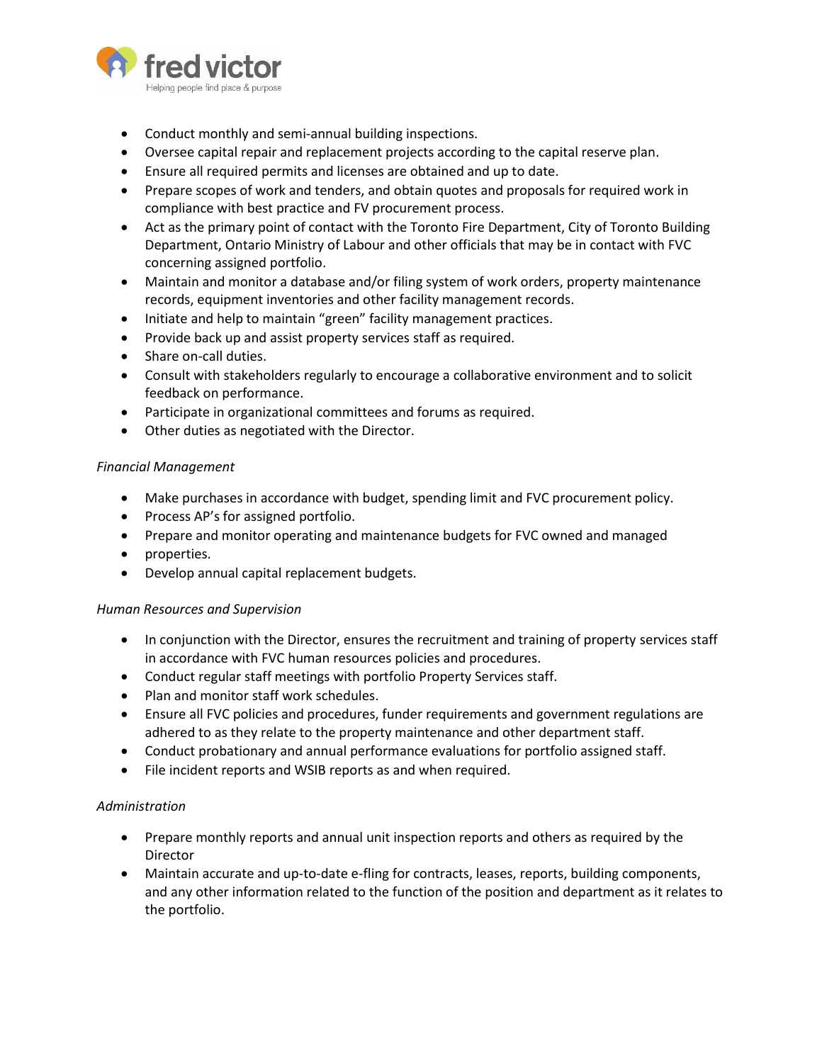- Conduct monthly and semi-annual building inspections.
- Oversee capital repair and replacement projects according to the capital reserve plan.
- Ensure all required permits and licenses are obtained and up to date.
- Prepare scopes of work and tenders, and obtain quotes and proposals for required work in compliance with best practice and FV procurement process.
- Act as the primary point of contact with the Toronto Fire Department, City of Toronto Building Department, Ontario Ministry of Labour and other officials that may be in contact with FVC concerning assigned portfolio.
- Maintain and monitor a database and/or filing system of work orders, property maintenance records, equipment inventories and other facility management records.
- Initiate and help to maintain "green" facility management practices.
- Provide back up and assist property services staff as required.
- Share on-call duties.
- Consult with stakeholders regularly to encourage a collaborative environment and to solicit feedback on performance.
- Participate in organizational committees and forums as required.
- Other duties as negotiated with the Director.

*Financial Management*

- Make purchases in accordance with budget, spending limit and FVC procurement policy.
- Process AP's for assigned portfolio.
- Prepare and monitor operating and maintenance budgets for FVC owned and managed
- properties.
- Develop annual capital replacement budgets.

*Human Resources and Supervision*

- In conjunction with the Director, ensures the recruitment and training of property services staff in accordance with FVC human resources policies and procedures.
- Conduct regular staff meetings with portfolio Property Services staff.
- Plan and monitor staff work schedules.
- Ensure all FVC policies and procedures, funder requirements and government regulations are adhered to as they relate to the property maintenance and other department staff.
- Conduct probationary and annual performance evaluations for portfolio assigned staff.
- File incident reports and WSIB reports as and when required.

*Administration*

- Prepare monthly reports and annual unit inspection reports and others as required by the Director
- Maintain accurate and up-to-date e-fling for contracts, leases, reports, building components, and any other information related to the function of the position and department as it relates to the portfolio.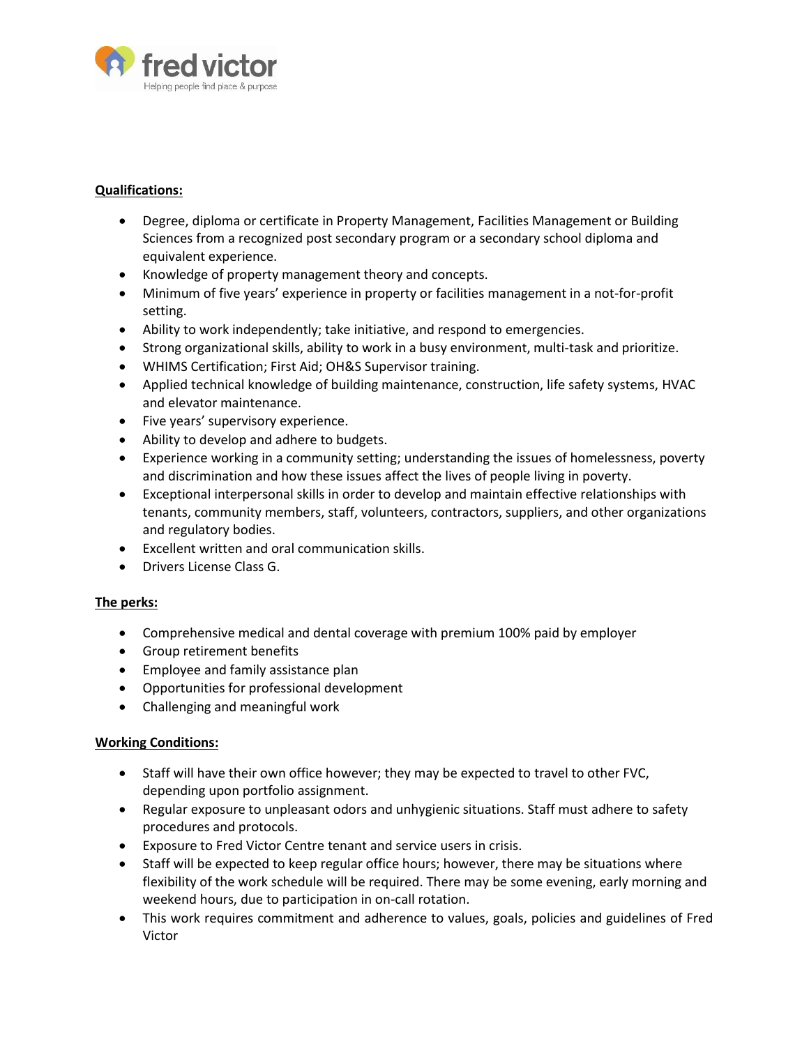**Qualifications:**

- Degree, diploma or certificate in Property Management, Facilities Management or Building Sciences from a recognized post secondary program or a secondary school diploma and equivalent experience.
- Knowledge of property management theory and concepts.
- Minimum of five years' experience in property or facilities management in a not-for-profit setting.
- Ability to work independently; take initiative, and respond to emergencies.
- Strong organizational skills, ability to work in a busy environment, multi-task and prioritize.
- WHIMS Certification; First Aid; OH&S Supervisor training.
- Applied technical knowledge of building maintenance, construction, life safety systems, HVAC and elevator maintenance.
- Five years' supervisory experience.
- Ability to develop and adhere to budgets.
- Experience working in a community setting; understanding the issues of homelessness, poverty and discrimination and how these issues affect the lives of people living in poverty.
- Exceptional interpersonal skills in order to develop and maintain effective relationships with tenants, community members, staff, volunteers, contractors, suppliers, and other organizations and regulatory bodies.
- Excellent written and oral communication skills.
- Drivers License Class G.

**The perks:**

- Comprehensive medical and dental coverage with premium 100% paid by employer
- Group retirement benefits
- Employee and family assistance plan
- Opportunities for professional development
- Challenging and meaningful work

**Working Conditions:**

- Staff will have their own office however; they may be expected to travel to other FVC, depending upon portfolio assignment.
- Regular exposure to unpleasant odors and unhygienic situations. Staff must adhere to safety procedures and protocols.
- Exposure to Fred Victor Centre tenant and service users in crisis.
- Staff will be expected to keep regular office hours; however, there may be situations where flexibility of the work schedule will be required. There may be some evening, early morning and weekend hours, due to participation in on-call rotation.
- This work requires commitment and adherence to values, goals, policies and guidelines of Fred Victor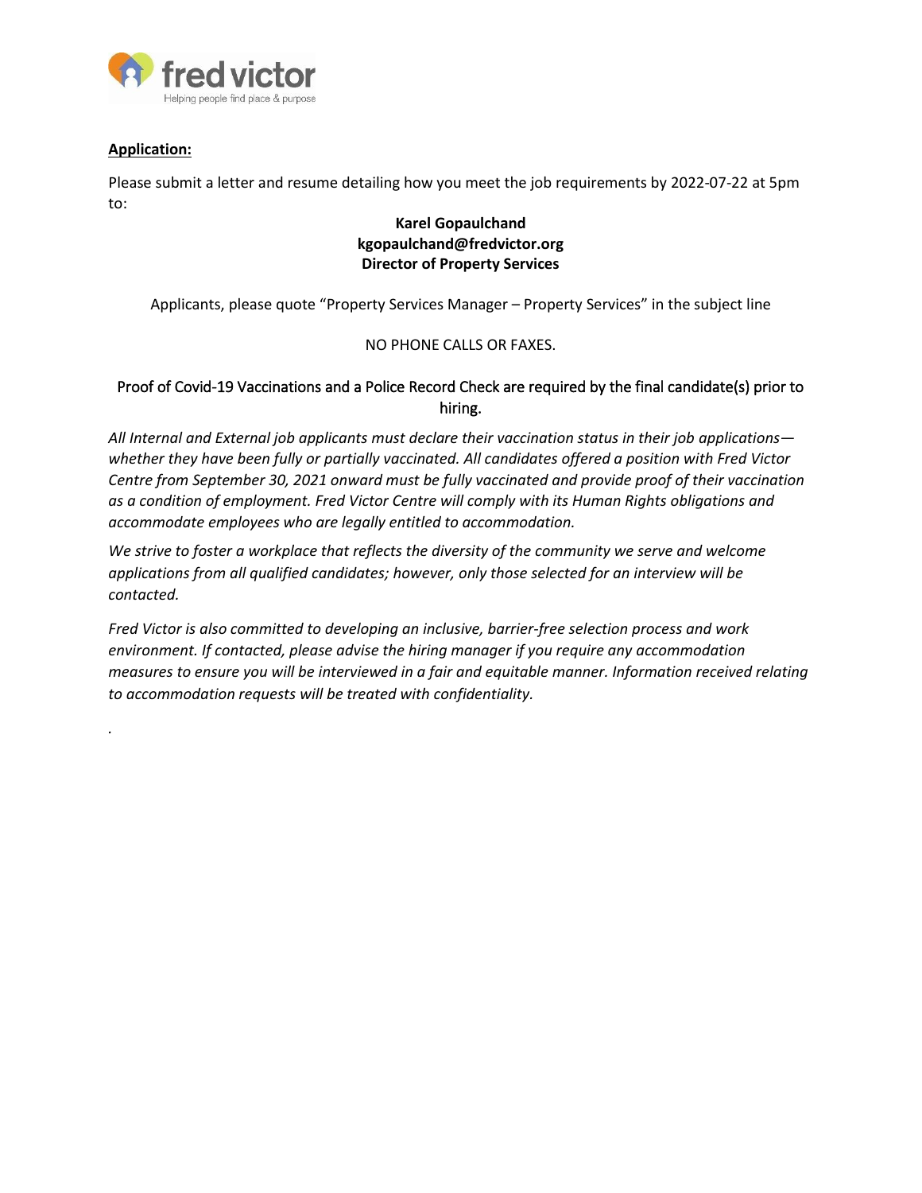**Application:**

Please submit a letter and resume detailing how you meet the job requirements by 2022-07-22 at 5pm to:

**Karel Gopaulchand**
**kgopaulchand@fredvictor.org**
**Director of Property Services**

Applicants, please quote "Property Services Manager – Property Services" in the subject line

NO PHONE CALLS OR FAXES.

Proof of Covid-19 Vaccinations and a Police Record Check are required by the final candidate(s) prior to hiring.

*All Internal and External job applicants must declare their vaccination status in their job applications—whether they have been fully or partially vaccinated. All candidates offered a position with Fred Victor Centre from September 30, 2021 onward must be fully vaccinated and provide proof of their vaccination as a condition of employment. Fred Victor Centre will comply with its Human Rights obligations and accommodate employees who are legally entitled to accommodation.*

*We strive to foster a workplace that reflects the diversity of the community we serve and welcome applications from all qualified candidates; however, only those selected for an interview will be contacted.*

*Fred Victor is also committed to developing an inclusive, barrier-free selection process and work environment. If contacted, please advise the hiring manager if you require any accommodation measures to ensure you will be interviewed in a fair and equitable manner. Information received relating to accommodation requests will be treated with confidentiality.*